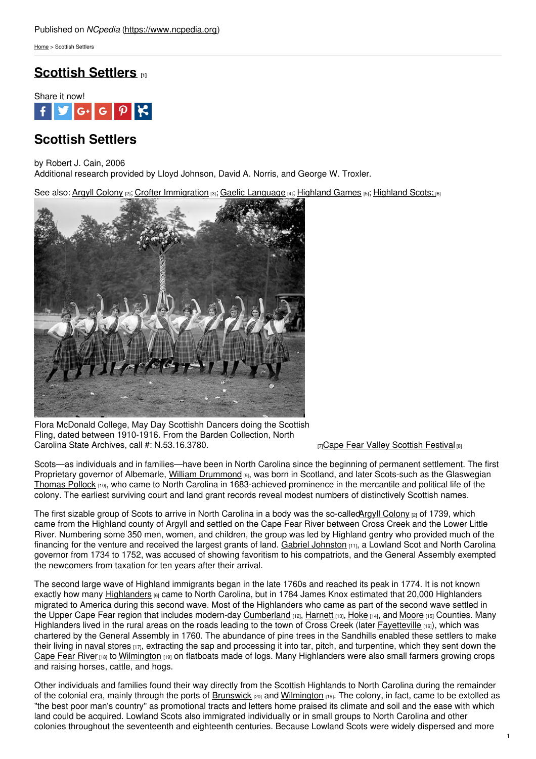Published on *NCpedia* (https://www.ncpedia.org)

Home > Scottish Settlers

# Scottish Settlers [1]

Share it now!

## Scottish Settlers

by Robert J. Cain, 2006
Additional research provided by Lloyd Johnson, David A. Norris, and George W. Troxler.

See also: Argyll Colony [2]; Crofter Immigration [3]; Gaelic Language [4]; Highland Games [5]; Highland Scots; [6]

Flora McDonald College, May Day Scottishh Dancers doing the Scottish Fling, dated between 1910-1916. From the Barden Collection, North Carolina State Archives, call #: N.53.16.3780.

[7]Cape Fear Valley Scottish Festival [8]

Scots—as individuals and in families—have been in North Carolina since the beginning of permanent settlement. The first Proprietary governor of Albemarle, William Drummond [9], was born in Scotland, and later Scots-such as the Glaswegian Thomas Pollock [10], who came to North Carolina in 1683-achieved prominence in the mercantile and political life of the colony. The earliest surviving court and land grant records reveal modest numbers of distinctively Scottish names.

The first sizable group of Scots to arrive in North Carolina in a body was the so-called Argyll Colony [2] of 1739, which came from the Highland county of Argyll and settled on the Cape Fear River between Cross Creek and the Lower Little River. Numbering some 350 men, women, and children, the group was led by Highland gentry who provided much of the financing for the venture and received the largest grants of land. Gabriel Johnston [11], a Lowland Scot and North Carolina governor from 1734 to 1752, was accused of showing favoritism to his compatriots, and the General Assembly exempted the newcomers from taxation for ten years after their arrival.

The second large wave of Highland immigrants began in the late 1760s and reached its peak in 1774. It is not known exactly how many Highlanders [6] came to North Carolina, but in 1784 James Knox estimated that 20,000 Highlanders migrated to America during this second wave. Most of the Highlanders who came as part of the second wave settled in the Upper Cape Fear region that includes modern-day Cumberland [12], Harnett [13], Hoke [14], and Moore [15] Counties. Many Highlanders lived in the rural areas on the roads leading to the town of Cross Creek (later Fayetteville [16]), which was chartered by the General Assembly in 1760. The abundance of pine trees in the Sandhills enabled these settlers to make their living in naval stores [17], extracting the sap and processing it into tar, pitch, and turpentine, which they sent down the Cape Fear River [18] to Wilmington [19] on flatboats made of logs. Many Highlanders were also small farmers growing crops and raising horses, cattle, and hogs.

Other individuals and families found their way directly from the Scottish Highlands to North Carolina during the remainder of the colonial era, mainly through the ports of Brunswick [20] and Wilmington [19]. The colony, in fact, came to be extolled as "the best poor man's country" as promotional tracts and letters home praised its climate and soil and the ease with which land could be acquired. Lowland Scots also immigrated individually or in small groups to North Carolina and other colonies throughout the seventeenth and eighteenth centuries. Because Lowland Scots were widely dispersed and more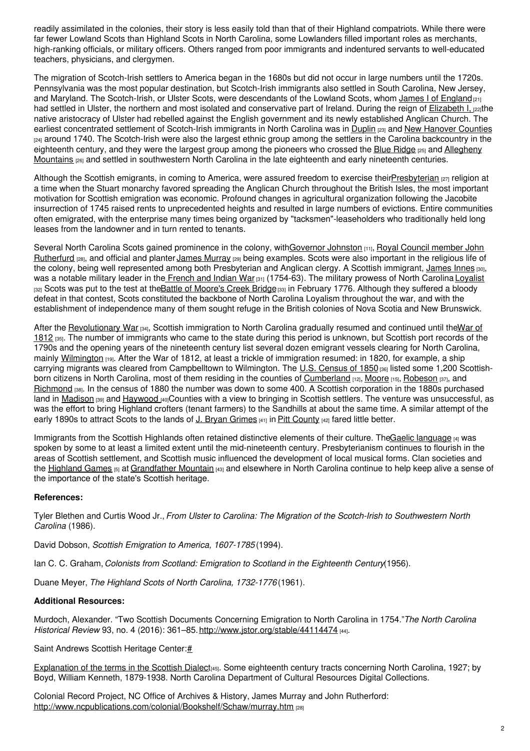readily assimilated in the colonies, their story is less easily told than that of their Highland compatriots. While there were far fewer Lowland Scots than Highland Scots in North Carolina, some Lowlanders filled important roles as merchants, high-ranking officials, or military officers. Others ranged from poor immigrants and indentured servants to well-educated teachers, physicians, and clergymen.

The migration of Scotch-Irish settlers to America began in the 1680s but did not occur in large numbers until the 1720s. Pennsylvania was the most popular destination, but Scotch-Irish immigrants also settled in South Carolina, New Jersey, and Maryland. The Scotch-Irish, or Ulster Scots, were descendants of the Lowland Scots, whom James I of England [21] had settled in Ulster, the northern and most isolated and conservative part of Ireland. During the reign of Elizabeth I, [22] the native aristocracy of Ulster had rebelled against the English government and its newly established Anglican Church. The earliest concentrated settlement of Scotch-Irish immigrants in North Carolina was in Duplin [23] and New Hanover Counties [24] around 1740. The Scotch-Irish were also the largest ethnic group among the settlers in the Carolina backcountry in the eighteenth century, and they were the largest group among the pioneers who crossed the Blue Ridge [25] and Allegheny Mountains [26] and settled in southwestern North Carolina in the late eighteenth and early nineteenth centuries.

Although the Scottish emigrants, in coming to America, were assured freedom to exercise their Presbyterian [27] religion at a time when the Stuart monarchy favored spreading the Anglican Church throughout the British Isles, the most important motivation for Scottish emigration was economic. Profound changes in agricultural organization following the Jacobite insurrection of 1745 raised rents to unprecedented heights and resulted in large numbers of evictions. Entire communities often emigrated, with the enterprise many times being organized by "tacksmen"-leaseholders who traditionally held long leases from the landowner and in turn rented to tenants.

Several North Carolina Scots gained prominence in the colony, with Governor Johnston [11], Royal Council member John Rutherfurd [28], and official and planter James Murray [29] being examples. Scots were also important in the religious life of the colony, being well represented among both Presbyterian and Anglican clergy. A Scottish immigrant, James Innes [30], was a notable military leader in the French and Indian War [31] (1754-63). The military prowess of North Carolina Loyalist [32] Scots was put to the test at the Battle of Moore's Creek Bridge [33] in February 1776. Although they suffered a bloody defeat in that contest, Scots constituted the backbone of North Carolina Loyalism throughout the war, and with the establishment of independence many of them sought refuge in the British colonies of Nova Scotia and New Brunswick.

After the Revolutionary War [34], Scottish immigration to North Carolina gradually resumed and continued until the War of 1812 [35]. The number of immigrants who came to the state during this period is unknown, but Scottish port records of the 1790s and the opening years of the nineteenth century list several dozen emigrant vessels clearing for North Carolina, mainly Wilmington [19]. After the War of 1812, at least a trickle of immigration resumed: in 1820, for example, a ship carrying migrants was cleared from Campbelltown to Wilmington. The U.S. Census of 1850 [36] listed some 1,200 Scottish-born citizens in North Carolina, most of them residing in the counties of Cumberland [12], Moore [15], Robeson [37], and Richmond [38]. In the census of 1880 the number was down to some 400. A Scottish corporation in the 1880s purchased land in Madison [39] and Haywood [40] Counties with a view to bringing in Scottish settlers. The venture was unsuccessful, as was the effort to bring Highland crofters (tenant farmers) to the Sandhills at about the same time. A similar attempt of the early 1890s to attract Scots to the lands of J. Bryan Grimes [41] in Pitt County [42] fared little better.

Immigrants from the Scottish Highlands often retained distinctive elements of their culture. The Gaelic language [4] was spoken by some to at least a limited extent until the mid-nineteenth century. Presbyterianism continues to flourish in the areas of Scottish settlement, and Scottish music influenced the development of local musical forms. Clan societies and the Highland Games [5] at Grandfather Mountain [43] and elsewhere in North Carolina continue to help keep alive a sense of the importance of the state's Scottish heritage.

**References:**

Tyler Blethen and Curtis Wood Jr., *From Ulster to Carolina: The Migration of the Scotch-Irish to Southwestern North Carolina* (1986).

David Dobson, *Scottish Emigration to America, 1607-1785* (1994).

Ian C. C. Graham, *Colonists from Scotland: Emigration to Scotland in the Eighteenth Century* (1956).

Duane Meyer, *The Highland Scots of North Carolina, 1732-1776* (1961).

**Additional Resources:**

Murdoch, Alexander. "Two Scottish Documents Concerning Emigration to North Carolina in 1754." *The North Carolina Historical Review* 93, no. 4 (2016): 361–85. http://www.jstor.org/stable/44114474 [44].

Saint Andrews Scottish Heritage Center: #

Explanation of the terms in the Scottish Dialect [45]. Some eighteenth century tracts concerning North Carolina, 1927; by Boyd, William Kenneth, 1879-1938. North Carolina Department of Cultural Resources Digital Collections.

Colonial Record Project, NC Office of Archives & History, James Murray and John Rutherford: http://www.ncpublications.com/colonial/Bookshelf/Schaw/murray.htm [28]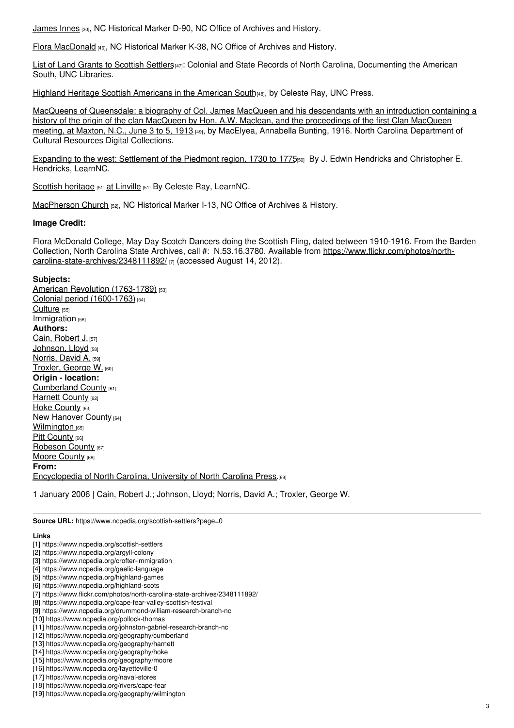James Innes [30], NC Historical Marker D-90, NC Office of Archives and History.

Flora MacDonald [46], NC Historical Marker K-38, NC Office of Archives and History.

List of Land Grants to Scottish Settlers [47]: Colonial and State Records of North Carolina, Documenting the American South, UNC Libraries.

Highland Heritage Scottish Americans in the American South [48], by Celeste Ray, UNC Press.

MacQueens of Queensdale: a biography of Col. James MacQueen and his descendants with an introduction containing a history of the origin of the clan MacQueen by Hon. A.W. Maclean, and the proceedings of the first Clan MacQueen meeting, at Maxton, N.C., June 3 to 5, 1913 [49], by MacElyea, Annabella Bunting, 1916. North Carolina Department of Cultural Resources Digital Collections.

Expanding to the west: Settlement of the Piedmont region, 1730 to 1775 [50] By J. Edwin Hendricks and Christopher E. Hendricks, LearnNC.

Scottish heritage [51] at Linville [51] By Celeste Ray, LearnNC.

MacPherson Church [52], NC Historical Marker I-13, NC Office of Archives & History.

**Image Credit:**

Flora McDonald College, May Day Scotch Dancers doing the Scottish Fling, dated between 1910-1916. From the Barden Collection, North Carolina State Archives, call #: N.53.16.3780. Available from https://www.flickr.com/photos/north-carolina-state-archives/2348111892/ [7] (accessed August 14, 2012).

**Subjects:**
American Revolution (1763-1789) [53]
Colonial period (1600-1763) [54]
Culture [55]
Immigration [56]
**Authors:**
Cain, Robert J. [57]
Johnson, Lloyd [58]
Norris, David A. [59]
Troxler, George W. [60]
**Origin - location:**
Cumberland County [61]
Harnett County [62]
Hoke County [63]
New Hanover County [64]
Wilmington [65]
Pitt County [66]
Robeson County [67]
Moore County [68]
**From:**
Encyclopedia of North Carolina, University of North Carolina Press. [69]

1 January 2006 | Cain, Robert J.; Johnson, Lloyd; Norris, David A.; Troxler, George W.

---

**Source URL:** https://www.ncpedia.org/scottish-settlers?page=0

**Links**
[1] https://www.ncpedia.org/scottish-settlers
[2] https://www.ncpedia.org/argyll-colony
[3] https://www.ncpedia.org/crofter-immigration
[4] https://www.ncpedia.org/gaelic-language
[5] https://www.ncpedia.org/highland-games
[6] https://www.ncpedia.org/highland-scots
[7] https://www.flickr.com/photos/north-carolina-state-archives/2348111892/
[8] https://www.ncpedia.org/cape-fear-valley-scottish-festival
[9] https://www.ncpedia.org/drummond-william-research-branch-nc
[10] https://www.ncpedia.org/pollock-thomas
[11] https://www.ncpedia.org/johnston-gabriel-research-branch-nc
[12] https://www.ncpedia.org/geography/cumberland
[13] https://www.ncpedia.org/geography/harnett
[14] https://www.ncpedia.org/geography/hoke
[15] https://www.ncpedia.org/geography/moore
[16] https://www.ncpedia.org/fayetteville-0
[17] https://www.ncpedia.org/naval-stores
[18] https://www.ncpedia.org/rivers/cape-fear
[19] https://www.ncpedia.org/geography/wilmington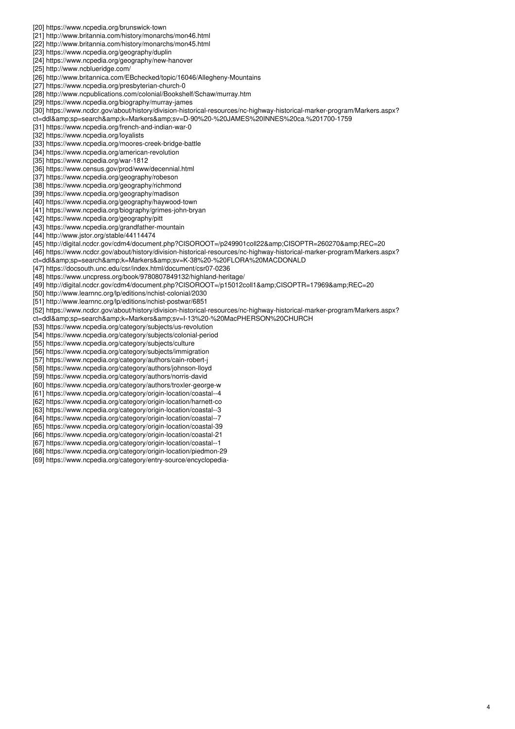[20] https://www.ncpedia.org/brunswick-town
[21] http://www.britannia.com/history/monarchs/mon46.html
[22] http://www.britannia.com/history/monarchs/mon45.html
[23] https://www.ncpedia.org/geography/duplin
[24] https://www.ncpedia.org/geography/new-hanover
[25] http://www.ncblueridge.com/
[26] http://www.britannica.com/EBchecked/topic/16046/Allegheny-Mountains
[27] https://www.ncpedia.org/presbyterian-church-0
[28] http://www.ncpublications.com/colonial/Bookshelf/Schaw/murray.htm
[29] https://www.ncpedia.org/biography/murray-james
[30] https://www.ncdcr.gov/about/history/division-historical-resources/nc-highway-historical-marker-program/Markers.aspx?ct=ddl&amp;sp=search&amp;k=Markers&amp;sv=D-90%20-%20JAMES%20INNES%20ca.%201700-1759
[31] https://www.ncpedia.org/french-and-indian-war-0
[32] https://www.ncpedia.org/loyalists
[33] https://www.ncpedia.org/moores-creek-bridge-battle
[34] https://www.ncpedia.org/american-revolution
[35] https://www.ncpedia.org/war-1812
[36] https://www.census.gov/prod/www/decennial.html
[37] https://www.ncpedia.org/geography/robeson
[38] https://www.ncpedia.org/geography/richmond
[39] https://www.ncpedia.org/geography/madison
[40] https://www.ncpedia.org/geography/haywood-town
[41] https://www.ncpedia.org/biography/grimes-john-bryan
[42] https://www.ncpedia.org/geography/pitt
[43] https://www.ncpedia.org/grandfather-mountain
[44] http://www.jstor.org/stable/44114474
[45] http://digital.ncdcr.gov/cdm4/document.php?CISOROOT=/p249901coll22&amp;CISOPTR=260270&amp;REC=20
[46] https://www.ncdcr.gov/about/history/division-historical-resources/nc-highway-historical-marker-program/Markers.aspx?ct=ddl&amp;sp=search&amp;k=Markers&amp;sv=K-38%20-%20FLORA%20MACDONALD
[47] https://docsouth.unc.edu/csr/index.html/document/csr07-0236
[48] https://www.uncpress.org/book/9780807849132/highland-heritage/
[49] http://digital.ncdcr.gov/cdm4/document.php?CISOROOT=/p15012coll1&amp;CISOPTR=17969&amp;REC=20
[50] http://www.learnnc.org/lp/editions/nchist-colonial/2030
[51] http://www.learnnc.org/lp/editions/nchist-postwar/6851
[52] https://www.ncdcr.gov/about/history/division-historical-resources/nc-highway-historical-marker-program/Markers.aspx?ct=ddl&amp;sp=search&amp;k=Markers&amp;sv=I-13%20-%20MacPHERSON%20CHURCH
[53] https://www.ncpedia.org/category/subjects/us-revolution
[54] https://www.ncpedia.org/category/subjects/colonial-period
[55] https://www.ncpedia.org/category/subjects/culture
[56] https://www.ncpedia.org/category/subjects/immigration
[57] https://www.ncpedia.org/category/authors/cain-robert-j
[58] https://www.ncpedia.org/category/authors/johnson-lloyd
[59] https://www.ncpedia.org/category/authors/norris-david
[60] https://www.ncpedia.org/category/authors/troxler-george-w
[61] https://www.ncpedia.org/category/origin-location/coastal--4
[62] https://www.ncpedia.org/category/origin-location/harnett-co
[63] https://www.ncpedia.org/category/origin-location/coastal--3
[64] https://www.ncpedia.org/category/origin-location/coastal--7
[65] https://www.ncpedia.org/category/origin-location/coastal-39
[66] https://www.ncpedia.org/category/origin-location/coastal-21
[67] https://www.ncpedia.org/category/origin-location/coastal--1
[68] https://www.ncpedia.org/category/origin-location/piedmon-29
[69] https://www.ncpedia.org/category/entry-source/encyclopedia-